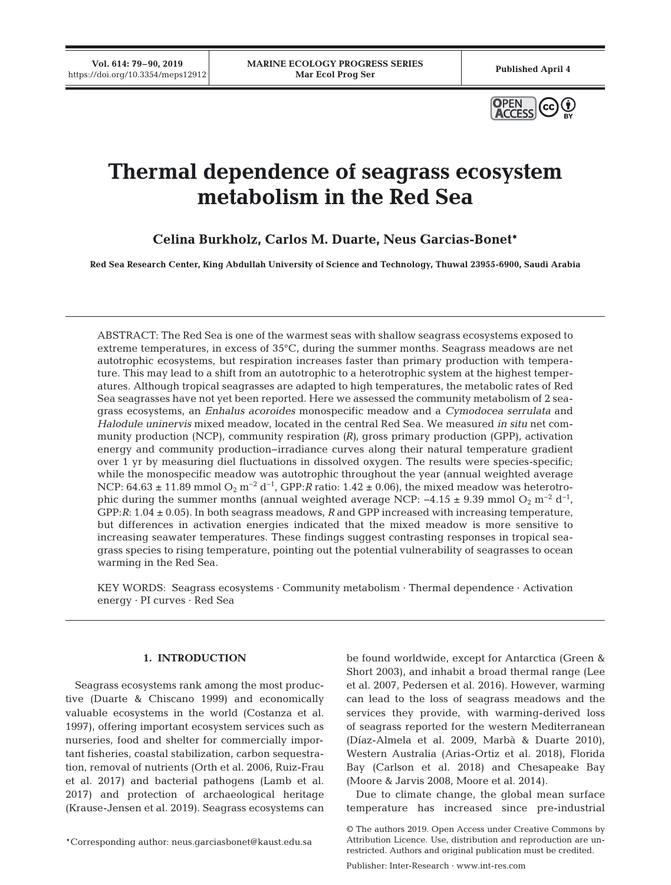# Thermal dependence of seagrass ecosystem metabolism in the Red Sea

**Celina Burkholz, Carlos M. Duarte, Neus Garcias-Bonet***

**Red Sea Research Center, King Abdullah University of Science and Technology, Thuwal 23955-6900, Saudi Arabia**

ABSTRACT: The Red Sea is one of the warmest seas with shallow seagrass ecosystems exposed to extreme temperatures, in excess of 35°C, during the summer months. Seagrass meadows are net autotrophic ecosystems, but respiration increases faster than primary production with temperature. This may lead to a shift from an autotrophic to a heterotrophic system at the highest temperatures. Although tropical seagrasses are adapted to high temperatures, the metabolic rates of Red Sea seagrasses have not yet been reported. Here we assessed the community metabolism of 2 seagrass ecosystems, an *Enhalus acoroides* monospecific meadow and a *Cymodocea serrulata* and *Halodule uninervis* mixed meadow, located in the central Red Sea. We measured *in situ* net community production (NCP), community respiration (*R*), gross primary production (GPP), activation energy and community production–irradiance curves along their natural temperature gradient over 1 yr by measuring diel fluctuations in dissolved oxygen. The results were species-specific; while the monospecific meadow was autotrophic throughout the year (annual weighted average NCP: 64.63 ± 11.89 mmol $O_2$ $m^{-2}$ $d^{-1}$, GPP:*R* ratio: 1.42 ± 0.06), the mixed meadow was heterotrophic during the summer months (annual weighted average NCP: −4.15 ± 9.39 mmol $O_2$ $m^{-2}$ $d^{-1}$, GPP:*R*: 1.04 ± 0.05). In both seagrass meadows, *R* and GPP increased with increasing temperature, but differences in activation energies indicated that the mixed meadow is more sensitive to increasing seawater temperatures. These findings suggest contrasting responses in tropical seagrass species to rising temperature, pointing out the potential vulnerability of seagrasses to ocean warming in the Red Sea.

KEY WORDS: Seagrass ecosystems · Community metabolism · Thermal dependence · Activation energy · PI curves · Red Sea

## 1. INTRODUCTION

Seagrass ecosystems rank among the most productive (Duarte & Chiscano 1999) and economically valuable ecosystems in the world (Costanza et al. 1997), offering important ecosystem services such as nurseries, food and shelter for commercially important fisheries, coastal stabilization, carbon sequestration, removal of nutrients (Orth et al. 2006, Ruiz-Frau et al. 2017) and bacterial pathogens (Lamb et al. 2017) and protection of archaeological heritage (Krause-Jensen et al. 2019). Seagrass ecosystems can be found worldwide, except for Antarctica (Green & Short 2003), and inhabit a broad thermal range (Lee et al. 2007, Pedersen et al. 2016). However, warming can lead to the loss of seagrass meadows and the services they provide, with warming-derived loss of seagrass reported for the western Mediterranean (Díaz-Almela et al. 2009, Marbà & Duarte 2010), Western Australia (Arias-Ortiz et al. 2018), Florida Bay (Carlson et al. 2018) and Chesapeake Bay (Moore & Jarvis 2008, Moore et al. 2014).

Due to climate change, the global mean surface temperature has increased since pre-industrial

*Corresponding author: neus.garciasbonet@kaust.edu.sa

© The authors 2019. Open Access under Creative Commons by Attribution Licence. Use, distribution and reproduction are unrestricted. Authors and original publication must be credited.

Publisher: Inter-Research · www.int-res.com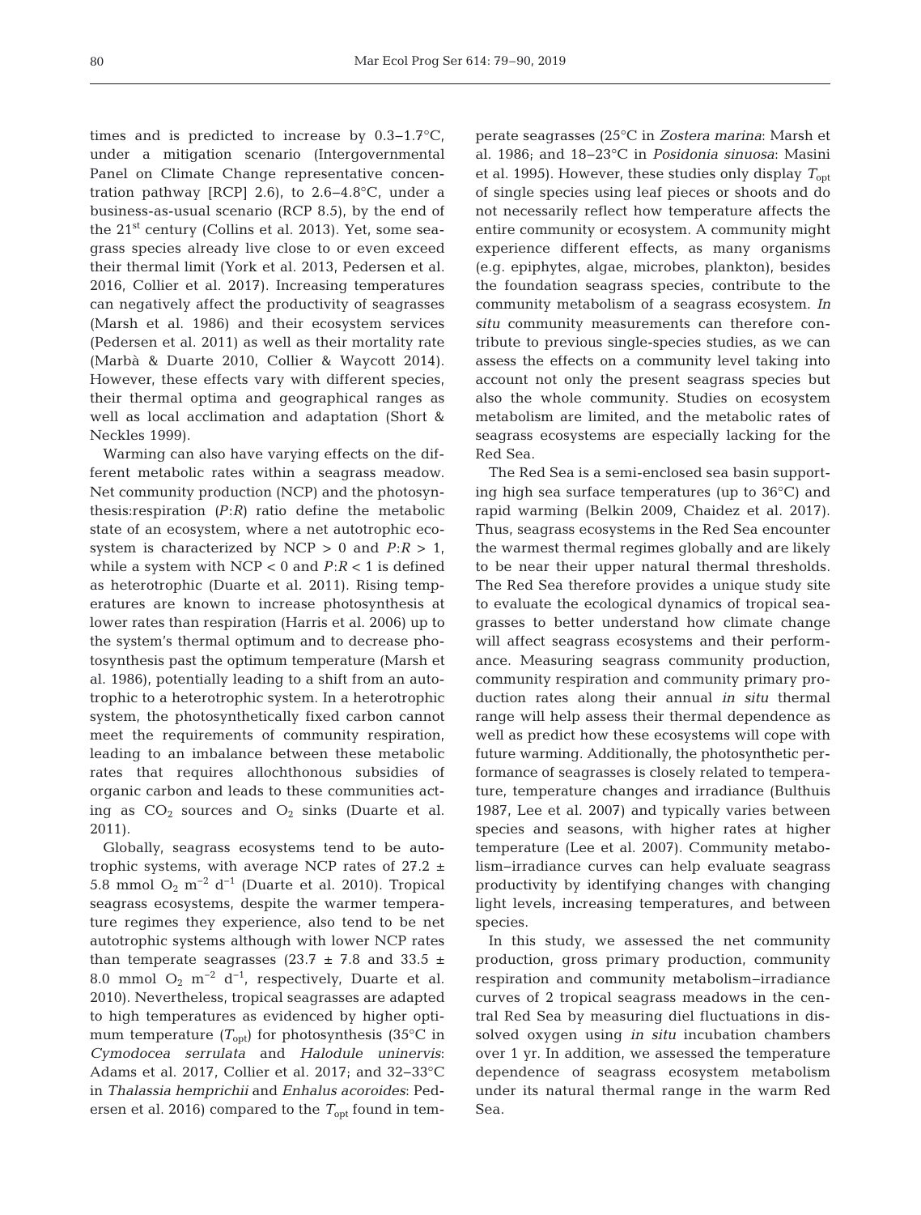times and is predicted to increase by 0.3–1.7°C, under a mitigation scenario (Intergovernmental Panel on Climate Change representative concentration pathway [RCP] 2.6), to 2.6–4.8°C, under a business-as-usual scenario (RCP 8.5), by the end of the 21st century (Collins et al. 2013). Yet, some seagrass species already live close to or even exceed their thermal limit (York et al. 2013, Pedersen et al. 2016, Collier et al. 2017). Increasing temperatures can negatively affect the productivity of seagrasses (Marsh et al. 1986) and their ecosystem services (Pedersen et al. 2011) as well as their mortality rate (Marbà & Duarte 2010, Collier & Waycott 2014). However, these effects vary with different species, their thermal optima and geographical ranges as well as local acclimation and adaptation (Short & Neckles 1999).

Warming can also have varying effects on the different metabolic rates within a seagrass meadow. Net community production (NCP) and the photosynthesis:respiration ($P$:$R$) ratio define the metabolic state of an ecosystem, where a net autotrophic ecosystem is characterized by NCP > 0 and $P$:$R$ > 1, while a system with NCP < 0 and $P$:$R$ < 1 is defined as heterotrophic (Duarte et al. 2011). Rising temperatures are known to increase photosynthesis at lower rates than respiration (Harris et al. 2006) up to the system's thermal optimum and to decrease photosynthesis past the optimum temperature (Marsh et al. 1986), potentially leading to a shift from an autotrophic to a heterotrophic system. In a heterotrophic system, the photosynthetically fixed carbon cannot meet the requirements of community respiration, leading to an imbalance between these metabolic rates that requires allochthonous subsidies of organic carbon and leads to these communities acting as $CO_2$ sources and $O_2$ sinks (Duarte et al. 2011).

Globally, seagrass ecosystems tend to be autotrophic systems, with average NCP rates of 27.2 ± 5.8 mmol $O_2$ $m^{-2}$ $d^{-1}$ (Duarte et al. 2010). Tropical seagrass ecosystems, despite the warmer temperature regimes they experience, also tend to be net autotrophic systems although with lower NCP rates than temperate seagrasses (23.7 ± 7.8 and 33.5 ± 8.0 mmol $O_2$ $m^{-2}$ $d^{-1}$, respectively, Duarte et al. 2010). Nevertheless, tropical seagrasses are adapted to high temperatures as evidenced by higher optimum temperature ($T_{opt}$) for photosynthesis (35°C in *Cymodocea serrulata* and *Halodule uninervis*: Adams et al. 2017, Collier et al. 2017; and 32–33°C in *Thalassia hemprichii* and *Enhalus acoroides*: Pedersen et al. 2016) compared to the $T_{opt}$ found in temperate seagrasses (25°C in *Zostera marina*: Marsh et al. 1986; and 18–23°C in *Posidonia sinuosa*: Masini et al. 1995). However, these studies only display $T_{opt}$ of single species using leaf pieces or shoots and do not necessarily reflect how temperature affects the entire community or ecosystem. A community might experience different effects, as many organisms (e.g. epiphytes, algae, microbes, plankton), besides the foundation seagrass species, contribute to the community metabolism of a seagrass ecosystem. *In situ* community measurements can therefore contribute to previous single-species studies, as we can assess the effects on a community level taking into account not only the present seagrass species but also the whole community. Studies on ecosystem metabolism are limited, and the metabolic rates of seagrass ecosystems are especially lacking for the Red Sea.

The Red Sea is a semi-enclosed sea basin supporting high sea surface temperatures (up to 36°C) and rapid warming (Belkin 2009, Chaidez et al. 2017). Thus, seagrass ecosystems in the Red Sea encounter the warmest thermal regimes globally and are likely to be near their upper natural thermal thresholds. The Red Sea therefore provides a unique study site to evaluate the ecological dynamics of tropical seagrasses to better understand how climate change will affect seagrass ecosystems and their performance. Measuring seagrass community production, community respiration and community primary production rates along their annual *in situ* thermal range will help assess their thermal dependence as well as predict how these ecosystems will cope with future warming. Additionally, the photosynthetic performance of seagrasses is closely related to temperature, temperature changes and irradiance (Bulthuis 1987, Lee et al. 2007) and typically varies between species and seasons, with higher rates at higher temperature (Lee et al. 2007). Community metabolism–irradiance curves can help evaluate seagrass productivity by identifying changes with changing light levels, increasing temperatures, and between species.

In this study, we assessed the net community production, gross primary production, community respiration and community metabolism–irradiance curves of 2 tropical seagrass meadows in the central Red Sea by measuring diel fluctuations in dissolved oxygen using *in situ* incubation chambers over 1 yr. In addition, we assessed the temperature dependence of seagrass ecosystem metabolism under its natural thermal range in the warm Red Sea.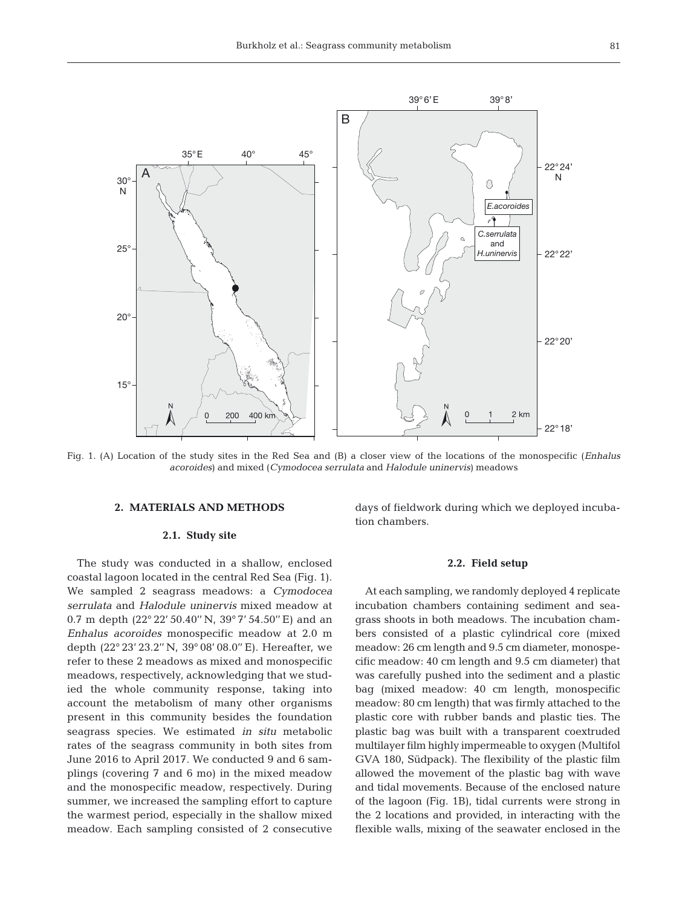Fig. 1. (A) Location of the study sites in the Red Sea and (B) a closer view of the locations of the monospecific (*Enhalus acoroides*) and mixed (*Cymodocea serrulata* and *Halodule uninervis*) meadows

## 2. MATERIALS AND METHODS

### 2.1. Study site

The study was conducted in a shallow, enclosed coastal lagoon located in the central Red Sea (Fig. 1). We sampled 2 seagrass meadows: a *Cymodocea serrulata* and *Halodule uninervis* mixed meadow at 0.7 m depth (22° 22′ 50.40″ N, 39° 7′ 54.50″ E) and an *Enhalus acoroides* monospecific meadow at 2.0 m depth (22° 23′ 23.2″ N, 39° 08′ 08.0″ E). Hereafter, we refer to these 2 meadows as mixed and monospecific meadows, respectively, acknowledging that we studied the whole community response, taking into account the metabolism of many other organisms present in this community besides the foundation seagrass species. We estimated *in situ* metabolic rates of the seagrass community in both sites from June 2016 to April 2017. We conducted 9 and 6 samplings (covering 7 and 6 mo) in the mixed meadow and the monospecific meadow, respectively. During summer, we increased the sampling effort to capture the warmest period, especially in the shallow mixed meadow. Each sampling consisted of 2 consecutive days of fieldwork during which we deployed incubation chambers.

### 2.2. Field setup

At each sampling, we randomly deployed 4 replicate incubation chambers containing sediment and seagrass shoots in both meadows. The incubation chambers consisted of a plastic cylindrical core (mixed meadow: 26 cm length and 9.5 cm diameter, monospecific meadow: 40 cm length and 9.5 cm diameter) that was carefully pushed into the sediment and a plastic bag (mixed meadow: 40 cm length, monospecific meadow: 80 cm length) that was firmly attached to the plastic core with rubber bands and plastic ties. The plastic bag was built with a transparent coextruded multilayer film highly impermeable to oxygen (Multifol GVA 180, Südpack). The flexibility of the plastic film allowed the movement of the plastic bag with wave and tidal movements. Because of the enclosed nature of the lagoon (Fig. 1B), tidal currents were strong in the 2 locations and provided, in interacting with the flexible walls, mixing of the seawater enclosed in the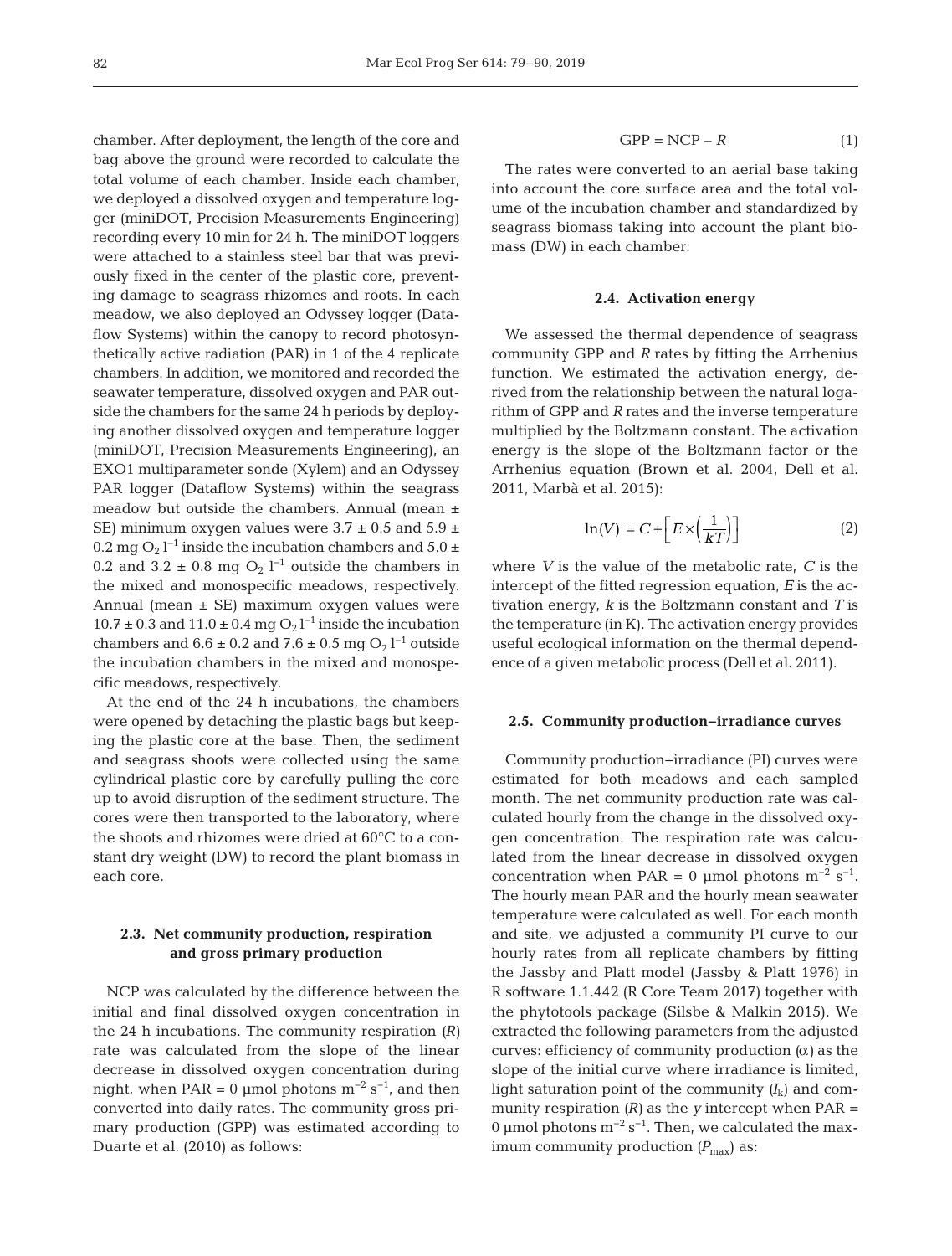chamber. After deployment, the length of the core and bag above the ground were recorded to calculate the total volume of each chamber. Inside each chamber, we deployed a dissolved oxygen and temperature logger (miniDOT, Precision Measurements Engineering) recording every 10 min for 24 h. The miniDOT loggers were attached to a stainless steel bar that was previously fixed in the center of the plastic core, preventing damage to seagrass rhizomes and roots. In each meadow, we also deployed an Odyssey logger (Dataflow Systems) within the canopy to record photosynthetically active radiation (PAR) in 1 of the 4 replicate chambers. In addition, we monitored and recorded the seawater temperature, dissolved oxygen and PAR outside the chambers for the same 24 h periods by deploying another dissolved oxygen and temperature logger (miniDOT, Precision Measurements Engineering), an EXO1 multiparameter sonde (Xylem) and an Odyssey PAR logger (Dataflow Systems) within the seagrass meadow but outside the chambers. Annual (mean ± SE) minimum oxygen values were 3.7 ± 0.5 and 5.9 ± 0.2 mg $O_2$ $l^{-1}$ inside the incubation chambers and 5.0 ± 0.2 and 3.2 ± 0.8 mg $O_2$ $l^{-1}$ outside the chambers in the mixed and monospecific meadows, respectively. Annual (mean ± SE) maximum oxygen values were 10.7 ± 0.3 and 11.0 ± 0.4 mg $O_2$ $l^{-1}$ inside the incubation chambers and 6.6 ± 0.2 and 7.6 ± 0.5 mg $O_2$ $l^{-1}$ outside the incubation chambers in the mixed and monospecific meadows, respectively.

At the end of the 24 h incubations, the chambers were opened by detaching the plastic bags but keeping the plastic core at the base. Then, the sediment and seagrass shoots were collected using the same cylindrical plastic core by carefully pulling the core up to avoid disruption of the sediment structure. The cores were then transported to the laboratory, where the shoots and rhizomes were dried at 60°C to a constant dry weight (DW) to record the plant biomass in each core.

### 2.3. Net community production, respiration and gross primary production

NCP was calculated by the difference between the initial and final dissolved oxygen concentration in the 24 h incubations. The community respiration (*R*) rate was calculated from the slope of the linear decrease in dissolved oxygen concentration during night, when PAR = 0 µmol photons $m^{-2}$ $s^{-1}$, and then converted into daily rates. The community gross primary production (GPP) was estimated according to Duarte et al. (2010) as follows:

$$\text{GPP} = \text{NCP} - R \tag{1}$$

The rates were converted to an aerial base taking into account the core surface area and the total volume of the incubation chamber and standardized by seagrass biomass taking into account the plant biomass (DW) in each chamber.

### 2.4. Activation energy

We assessed the thermal dependence of seagrass community GPP and *R* rates by fitting the Arrhenius function. We estimated the activation energy, derived from the relationship between the natural logarithm of GPP and *R* rates and the inverse temperature multiplied by the Boltzmann constant. The activation energy is the slope of the Boltzmann factor or the Arrhenius equation (Brown et al. 2004, Dell et al. 2011, Marbà et al. 2015):

$$\ln(V) = C + \left[E \times \left(\frac{1}{kT}\right)\right] \tag{2}$$

where *V* is the value of the metabolic rate, *C* is the intercept of the fitted regression equation, *E* is the activation energy, *k* is the Boltzmann constant and *T* is the temperature (in K). The activation energy provides useful ecological information on the thermal dependence of a given metabolic process (Dell et al. 2011).

### 2.5. Community production–irradiance curves

Community production–irradiance (PI) curves were estimated for both meadows and each sampled month. The net community production rate was calculated hourly from the change in the dissolved oxygen concentration. The respiration rate was calculated from the linear decrease in dissolved oxygen concentration when PAR = 0 µmol photons $m^{-2}$ $s^{-1}$. The hourly mean PAR and the hourly mean seawater temperature were calculated as well. For each month and site, we adjusted a community PI curve to our hourly rates from all replicate chambers by fitting the Jassby and Platt model (Jassby & Platt 1976) in R software 1.1.442 (R Core Team 2017) together with the phytotools package (Silsbe & Malkin 2015). We extracted the following parameters from the adjusted curves: efficiency of community production (α) as the slope of the initial curve where irradiance is limited, light saturation point of the community ($I_k$) and community respiration (*R*) as the *y* intercept when PAR = 0 µmol photons $m^{-2}$ $s^{-1}$. Then, we calculated the maximum community production ($P_{max}$) as: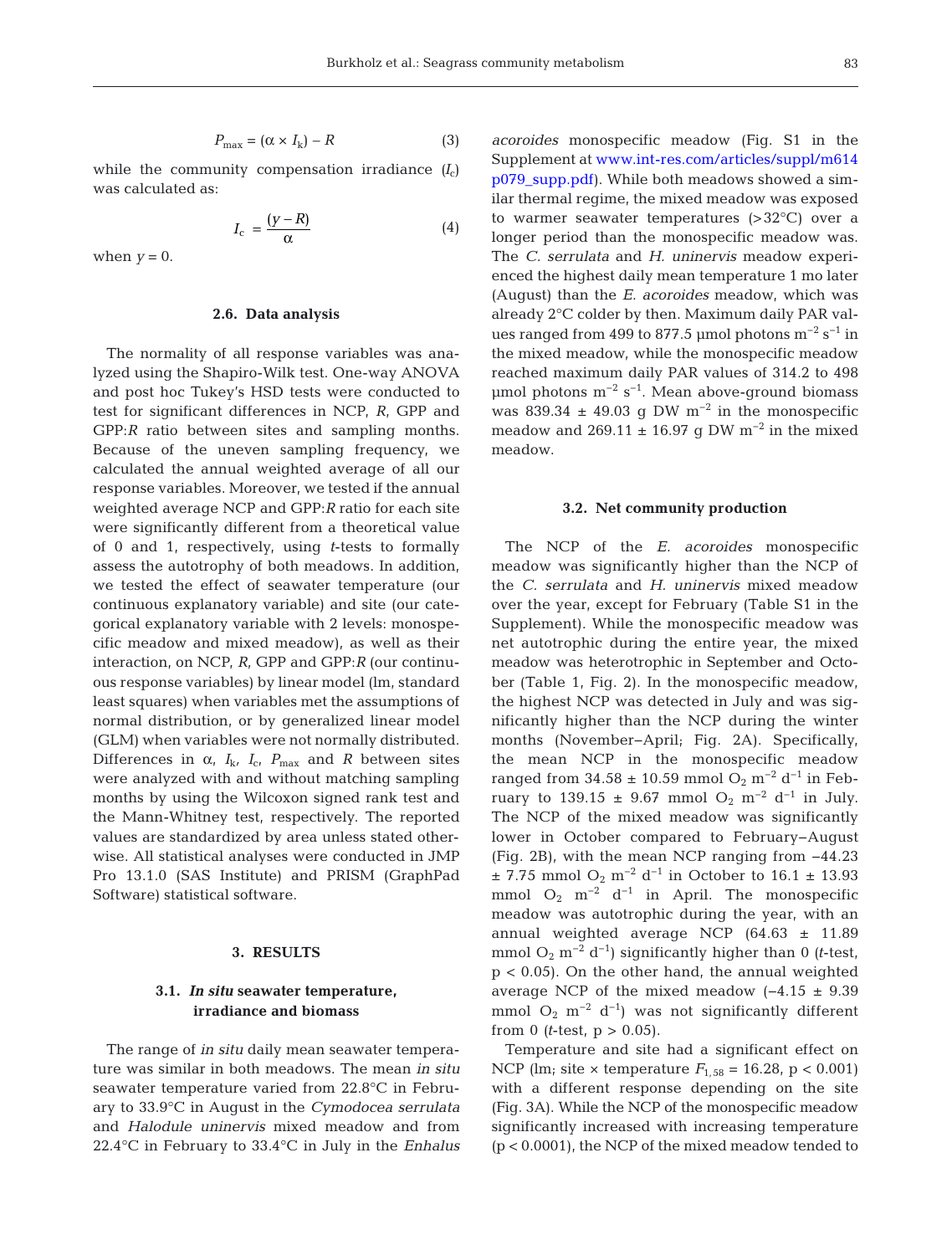$$P_{max} = (\alpha \times I_k) - R \tag{3}$$

while the community compensation irradiance ($I_c$) was calculated as:

$$I_c = \frac{(y - R)}{\alpha} \tag{4}$$

when $y = 0$.

### 2.6. Data analysis

The normality of all response variables was analyzed using the Shapiro-Wilk test. One-way ANOVA and post hoc Tukey's HSD tests were conducted to test for significant differences in NCP, *R*, GPP and GPP:*R* ratio between sites and sampling months. Because of the uneven sampling frequency, we calculated the annual weighted average of all our response variables. Moreover, we tested if the annual weighted average NCP and GPP:*R* ratio for each site were significantly different from a theoretical value of 0 and 1, respectively, using *t*-tests to formally assess the autotrophy of both meadows. In addition, we tested the effect of seawater temperature (our continuous explanatory variable) and site (our categorical explanatory variable with 2 levels: monospecific meadow and mixed meadow), as well as their interaction, on NCP, *R*, GPP and GPP:*R* (our continuous response variables) by linear model (lm, standard least squares) when variables met the assumptions of normal distribution, or by generalized linear model (GLM) when variables were not normally distributed. Differences in $\alpha$, $I_k$, $I_c$, $P_{max}$ and *R* between sites were analyzed with and without matching sampling months by using the Wilcoxon signed rank test and the Mann-Whitney test, respectively. The reported values are standardized by area unless stated otherwise. All statistical analyses were conducted in JMP Pro 13.1.0 (SAS Institute) and PRISM (GraphPad Software) statistical software.

## 3. RESULTS

### 3.1. *In situ* seawater temperature, irradiance and biomass

The range of *in situ* daily mean seawater temperature was similar in both meadows. The mean *in situ* seawater temperature varied from 22.8°C in February to 33.9°C in August in the *Cymodocea serrulata* and *Halodule uninervis* mixed meadow and from 22.4°C in February to 33.4°C in July in the *Enhalus acoroides* monospecific meadow (Fig. S1 in the Supplement at www.int-res.com/articles/suppl/m614p079_supp.pdf). While both meadows showed a similar thermal regime, the mixed meadow was exposed to warmer seawater temperatures (>32°C) over a longer period than the monospecific meadow was. The *C. serrulata* and *H. uninervis* meadow experienced the highest daily mean temperature 1 mo later (August) than the *E. acoroides* meadow, which was already 2°C colder by then. Maximum daily PAR values ranged from 499 to 877.5 µmol photons $m^{-2}$ $s^{-1}$ in the mixed meadow, while the monospecific meadow reached maximum daily PAR values of 314.2 to 498 µmol photons $m^{-2}$ $s^{-1}$. Mean above-ground biomass was 839.34 ± 49.03 g DW $m^{-2}$ in the monospecific meadow and 269.11 ± 16.97 g DW $m^{-2}$ in the mixed meadow.

### 3.2. Net community production

The NCP of the *E. acoroides* monospecific meadow was significantly higher than the NCP of the *C. serrulata* and *H. uninervis* mixed meadow over the year, except for February (Table S1 in the Supplement). While the monospecific meadow was net autotrophic during the entire year, the mixed meadow was heterotrophic in September and October (Table 1, Fig. 2). In the monospecific meadow, the highest NCP was detected in July and was significantly higher than the NCP during the winter months (November–April; Fig. 2A). Specifically, the mean NCP in the monospecific meadow ranged from 34.58 ± 10.59 mmol $O_2$ $m^{-2}$ $d^{-1}$ in February to 139.15 ± 9.67 mmol $O_2$ $m^{-2}$ $d^{-1}$ in July. The NCP of the mixed meadow was significantly lower in October compared to February–August (Fig. 2B), with the mean NCP ranging from −44.23 ± 7.75 mmol $O_2$ $m^{-2}$ $d^{-1}$ in October to 16.1 ± 13.93 mmol $O_2$ $m^{-2}$ $d^{-1}$ in April. The monospecific meadow was autotrophic during the year, with an annual weighted average NCP (64.63 ± 11.89 mmol $O_2$ $m^{-2}$ $d^{-1}$) significantly higher than 0 (*t*-test, $p < 0.05$). On the other hand, the annual weighted average NCP of the mixed meadow (−4.15 ± 9.39 mmol $O_2$ $m^{-2}$ $d^{-1}$) was not significantly different from 0 (*t*-test, $p > 0.05$).

Temperature and site had a significant effect on NCP (lm; site × temperature $F_{1,58} = 16.28$, $p < 0.001$) with a different response depending on the site (Fig. 3A). While the NCP of the monospecific meadow significantly increased with increasing temperature ($p < 0.0001$), the NCP of the mixed meadow tended to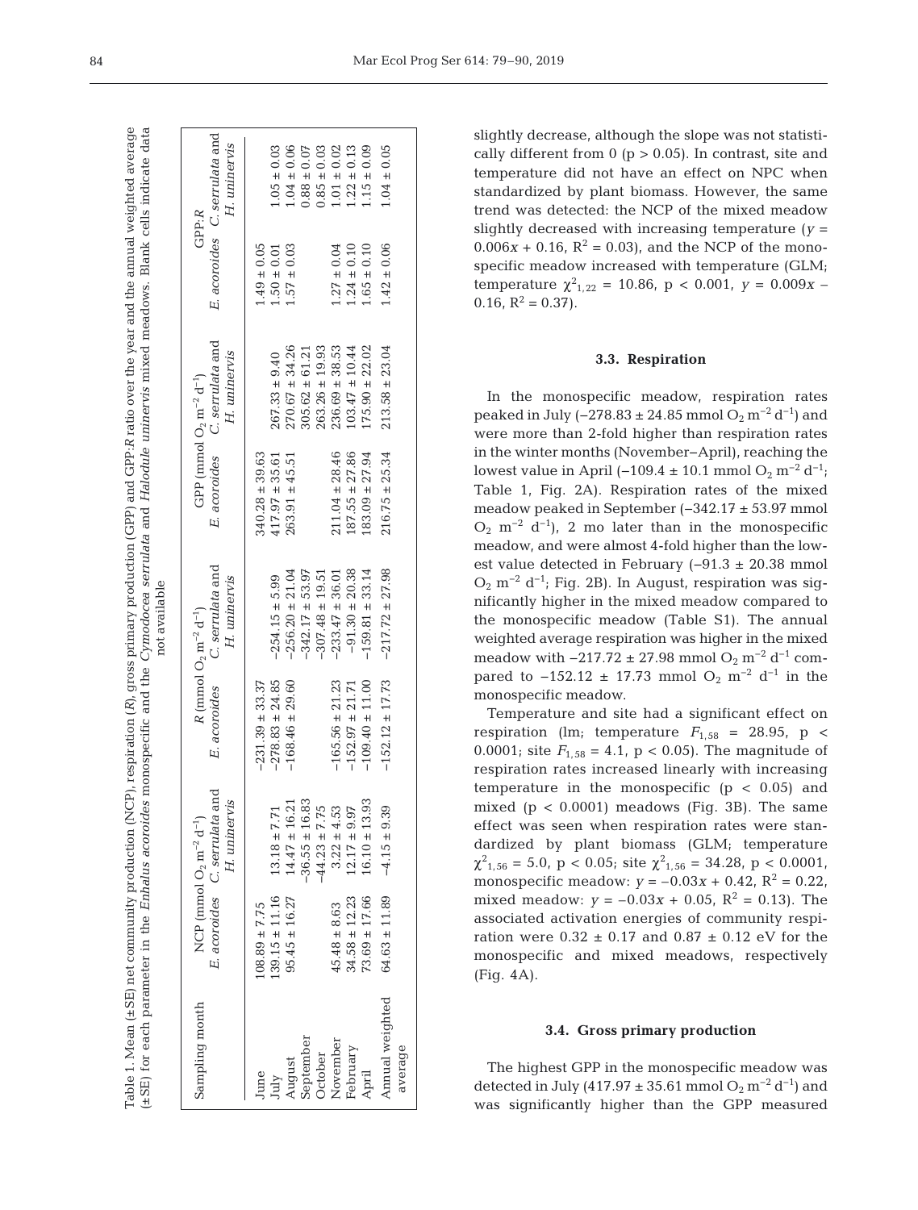Table 1. Mean (±SE) net community production (NCP), respiration (*R*), gross primary production (GPP) and GPP:*R* ratio over the year and the annual weighted average (±SE) for each parameter in the *Enhalus acoroides* monospecific and the *Cymodocea serrulata* and *Halodule uninervis* mixed meadows. Blank cells indicate data not available

| Sampling month | NCP (mmol $O_2$ $m^{-2}$ $d^{-1}$) | | *R* (mmol $O_2$ $m^{-2}$ $d^{-1}$) | | GPP (mmol $O_2$ $m^{-2}$ $d^{-1}$) | | GPP:*R* | |
|---|---|---|---|---|---|---|---|---|
| | *E. acoroides* | *C. serrulata* and *H. uninervis* | *E. acoroides* | *C. serrulata* and *H. uninervis* | *E. acoroides* | *C. serrulata* and *H. uninervis* | *E. acoroides* | *C. serrulata* and *H. uninervis* |
| June | 108.89 ± 7.75 | | −231.39 ± 33.37 | | 340.28 ± 39.63 | | 1.49 ± 0.05 | |
| July | 139.15 ± 11.16 | 13.18 ± 7.71 | −278.83 ± 24.85 | −254.15 ± 5.99 | 417.97 ± 35.61 | 267.33 ± 9.40 | 1.50 ± 0.01 | 1.05 ± 0.03 |
| August | 95.45 ± 16.27 | 14.47 ± 16.21 | −168.46 ± 29.60 | −256.20 ± 21.04 | 263.91 ± 45.51 | 270.67 ± 34.26 | 1.57 ± 0.03 | 1.04 ± 0.06 |
| September | | −36.55 ± 16.83 | | −342.17 ± 53.97 | | 305.62 ± 61.21 | | 0.88 ± 0.07 |
| October | | −44.23 ± 7.75 | | −307.48 ± 19.51 | | 263.26 ± 19.93 | | 0.85 ± 0.03 |
| November | 45.48 ± 8.63 | 3.22 ± 4.53 | −165.56 ± 21.23 | −233.47 ± 36.01 | 211.04 ± 28.46 | 236.69 ± 38.53 | 1.27 ± 0.04 | 1.01 ± 0.02 |
| February | 34.58 ± 12.23 | 12.17 ± 9.97 | −152.97 ± 21.71 | −91.30 ± 20.38 | 187.55 ± 27.86 | 103.47 ± 10.44 | 1.24 ± 0.10 | 1.22 ± 0.13 |
| April | 73.69 ± 17.66 | 16.10 ± 13.93 | −109.40 ± 11.00 | −159.81 ± 33.14 | 183.09 ± 27.94 | 175.90 ± 22.02 | 1.65 ± 0.10 | 1.15 ± 0.09 |
| Annual weighted average | 64.63 ± 11.89 | −4.15 ± 9.39 | −152.12 ± 17.73 | −217.72 ± 27.98 | 216.75 ± 25.34 | 213.58 ± 23.04 | 1.42 ± 0.06 | 1.04 ± 0.05 |

slightly decrease, although the slope was not statistically different from 0 ($p > 0.05$). In contrast, site and temperature did not have an effect on NPC when standardized by plant biomass. However, the same trend was detected: the NCP of the mixed meadow slightly decreased with increasing temperature ($y = 0.006x + 0.16$, $R^2 = 0.03$), and the NCP of the monospecific meadow increased with temperature (GLM; temperature $\chi^2_{1,22} = 10.86$, $p < 0.001$, $y = 0.009x - 0.16$, $R^2 = 0.37$).

### 3.3. Respiration

In the monospecific meadow, respiration rates peaked in July (−278.83 ± 24.85 mmol $O_2$ $m^{-2}$ $d^{-1}$) and were more than 2-fold higher than respiration rates in the winter months (November–April), reaching the lowest value in April (−109.4 ± 10.1 mmol $O_2$ $m^{-2}$ $d^{-1}$; Table 1, Fig. 2A). Respiration rates of the mixed meadow peaked in September (−342.17 ± 53.97 mmol $O_2$ $m^{-2}$ $d^{-1}$), 2 mo later than in the monospecific meadow, and were almost 4-fold higher than the lowest value detected in February (−91.3 ± 20.38 mmol $O_2$ $m^{-2}$ $d^{-1}$; Fig. 2B). In August, respiration was significantly higher in the mixed meadow compared to the monospecific meadow (Table S1). The annual weighted average respiration was higher in the mixed meadow with −217.72 ± 27.98 mmol $O_2$ $m^{-2}$ $d^{-1}$ compared to −152.12 ± 17.73 mmol $O_2$ $m^{-2}$ $d^{-1}$ in the monospecific meadow.

Temperature and site had a significant effect on respiration (lm; temperature $F_{1,58} = 28.95$, $p < 0.0001$; site $F_{1,58} = 4.1$, $p < 0.05$). The magnitude of respiration rates increased linearly with increasing temperature in the monospecific ($p < 0.05$) and mixed ($p < 0.0001$) meadows (Fig. 3B). The same effect was seen when respiration rates were standardized by plant biomass (GLM; temperature $\chi^2_{1,56} = 5.0$, $p < 0.05$; site $\chi^2_{1,56} = 34.28$, $p < 0.0001$, monospecific meadow: $y = -0.03x + 0.42$, $R^2 = 0.22$, mixed meadow: $y = -0.03x + 0.05$, $R^2 = 0.13$). The associated activation energies of community respiration were 0.32 ± 0.17 and 0.87 ± 0.12 eV for the monospecific and mixed meadows, respectively (Fig. 4A).

### 3.4. Gross primary production

The highest GPP in the monospecific meadow was detected in July (417.97 ± 35.61 mmol $O_2$ $m^{-2}$ $d^{-1}$) and was significantly higher than the GPP measured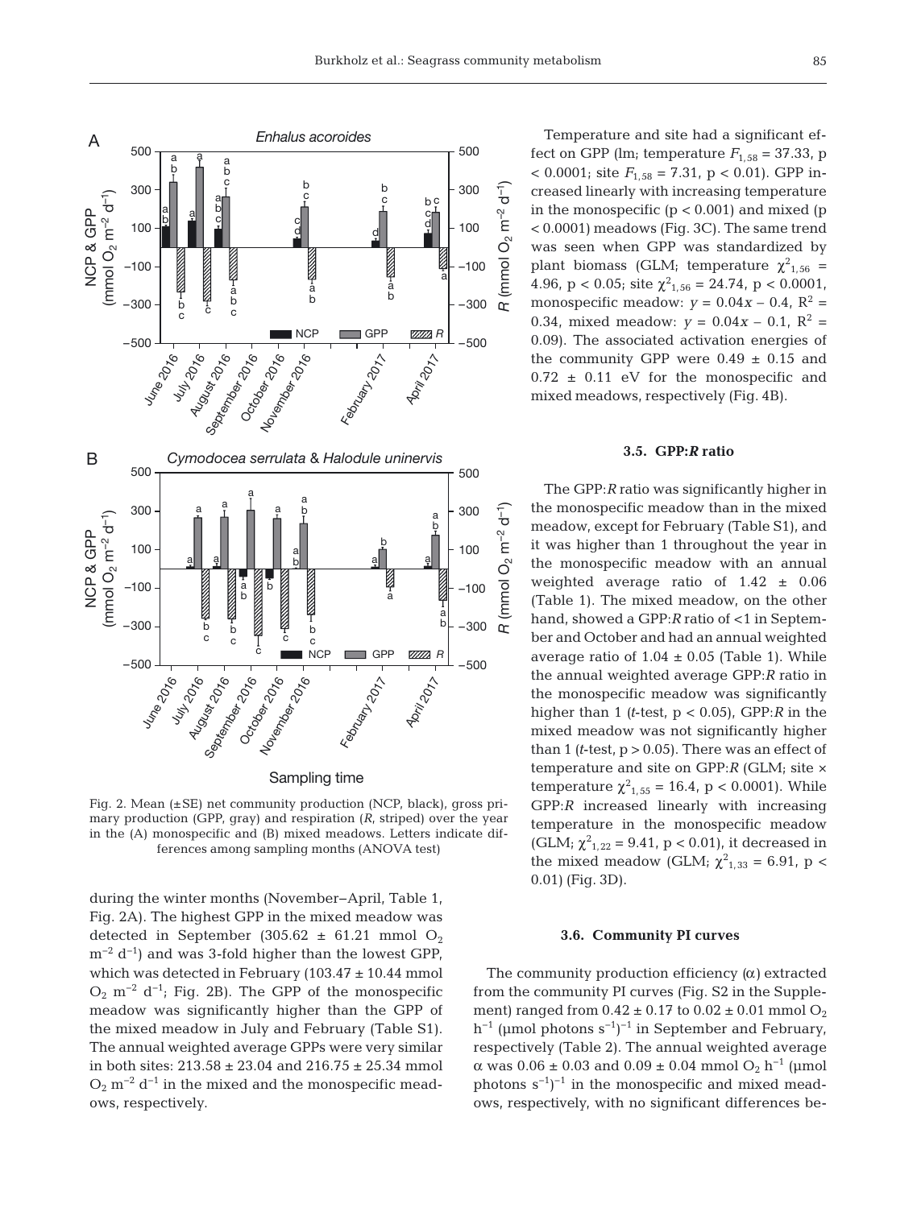Fig. 2. Mean (±SE) net community production (NCP, black), gross primary production (GPP, gray) and respiration (*R*, striped) over the year in the (A) monospecific and (B) mixed meadows. Letters indicate differences among sampling months (ANOVA test)

during the winter months (November–April, Table 1, Fig. 2A). The highest GPP in the mixed meadow was detected in September (305.62 ± 61.21 mmol $O_2$ $m^{-2}$ $d^{-1}$) and was 3-fold higher than the lowest GPP, which was detected in February (103.47 ± 10.44 mmol $O_2$ $m^{-2}$ $d^{-1}$; Fig. 2B). The GPP of the monospecific meadow was significantly higher than the GPP of the mixed meadow in July and February (Table S1). The annual weighted average GPPs were very similar in both sites: 213.58 ± 23.04 and 216.75 ± 25.34 mmol $O_2$ $m^{-2}$ $d^{-1}$ in the mixed and the monospecific meadows, respectively.

Temperature and site had a significant effect on GPP (lm; temperature $F_{1,58}$ = 37.33, p < 0.0001; site $F_{1,58}$ = 7.31, p < 0.01). GPP increased linearly with increasing temperature in the monospecific (p < 0.001) and mixed (p < 0.0001) meadows (Fig. 3C). The same trend was seen when GPP was standardized by plant biomass (GLM; temperature $\chi^2_{1,56}$ = 4.96, p < 0.05; site $\chi^2_{1,56}$ = 24.74, p < 0.0001, monospecific meadow: $y = 0.04x - 0.4$, $R^2$ = 0.34, mixed meadow: $y = 0.04x - 0.1$, $R^2$ = 0.09). The associated activation energies of the community GPP were 0.49 ± 0.15 and 0.72 ± 0.11 eV for the monospecific and mixed meadows, respectively (Fig. 4B).

### 3.5. GPP:*R* ratio

The GPP:*R* ratio was significantly higher in the monospecific meadow than in the mixed meadow, except for February (Table S1), and it was higher than 1 throughout the year in the monospecific meadow with an annual weighted average ratio of 1.42 ± 0.06 (Table 1). The mixed meadow, on the other hand, showed a GPP:*R* ratio of <1 in September and October and had an annual weighted average ratio of 1.04 ± 0.05 (Table 1). While the annual weighted average GPP:*R* ratio in the monospecific meadow was significantly higher than 1 (*t*-test, p < 0.05), GPP:*R* in the mixed meadow was not significantly higher than 1 (*t*-test, p > 0.05). There was an effect of temperature and site on GPP:*R* (GLM; site × temperature $\chi^2_{1,55}$ = 16.4, p < 0.0001). While GPP:*R* increased linearly with increasing temperature in the monospecific meadow (GLM; $\chi^2_{1,22}$ = 9.41, p < 0.01), it decreased in the mixed meadow (GLM; $\chi^2_{1,33}$ = 6.91, p < 0.01) (Fig. 3D).

### 3.6. Community PI curves

The community production efficiency (α) extracted from the community PI curves (Fig. S2 in the Supplement) ranged from 0.42 ± 0.17 to 0.02 ± 0.01 mmol $O_2$ $h^{-1}$ (µmol photons $s^{-1}$)$^{-1}$ in September and February, respectively (Table 2). The annual weighted average α was 0.06 ± 0.03 and 0.09 ± 0.04 mmol $O_2$ $h^{-1}$ (µmol photons $s^{-1}$)$^{-1}$ in the monospecific and mixed meadows, respectively, with no significant differences be-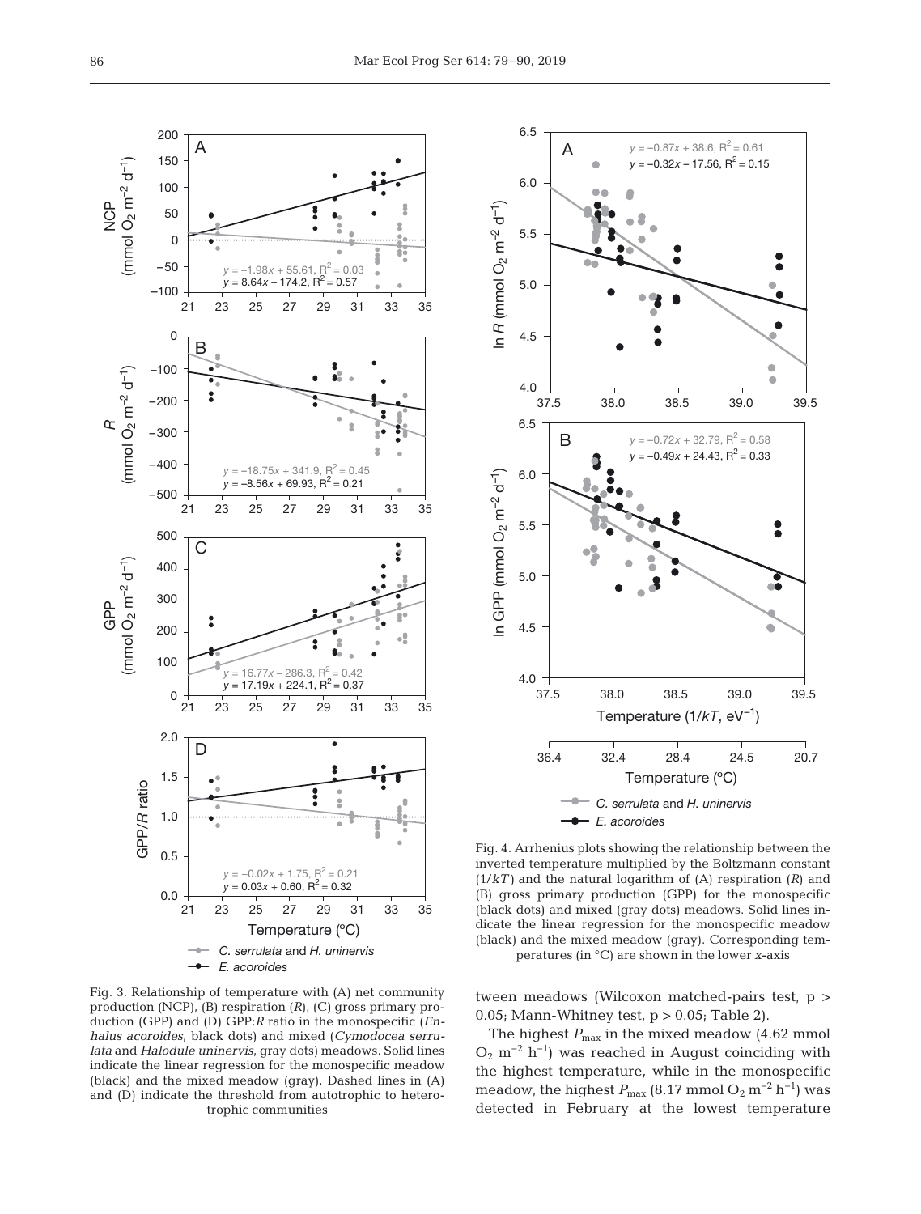Fig. 3. Relationship of temperature with (A) net community production (NCP), (B) respiration (*R*), (C) gross primary production (GPP) and (D) GPP:*R* ratio in the monospecific (*Enhalus acoroides*, black dots) and mixed (*Cymodocea serrulata* and *Halodule uninervis*, gray dots) meadows. Solid lines indicate the linear regression for the monospecific meadow (black) and the mixed meadow (gray). Dashed lines in (A) and (D) indicate the threshold from autotrophic to heterotrophic communities

Fig. 4. Arrhenius plots showing the relationship between the inverted temperature multiplied by the Boltzmann constant ($1/kT$) and the natural logarithm of (A) respiration (*R*) and (B) gross primary production (GPP) for the monospecific (black dots) and mixed (gray dots) meadows. Solid lines indicate the linear regression for the monospecific meadow (black) and the mixed meadow (gray). Corresponding temperatures (in °C) are shown in the lower *x*-axis

tween meadows (Wilcoxon matched-pairs test, $p > 0.05$; Mann-Whitney test, $p > 0.05$; Table 2).

The highest $P_{max}$ in the mixed meadow (4.62 mmol $O_2$ $m^{-2}$ $h^{-1}$) was reached in August coinciding with the highest temperature, while in the monospecific meadow, the highest $P_{max}$ (8.17 mmol $O_2$ $m^{-2}$ $h^{-1}$) was detected in February at the lowest temperature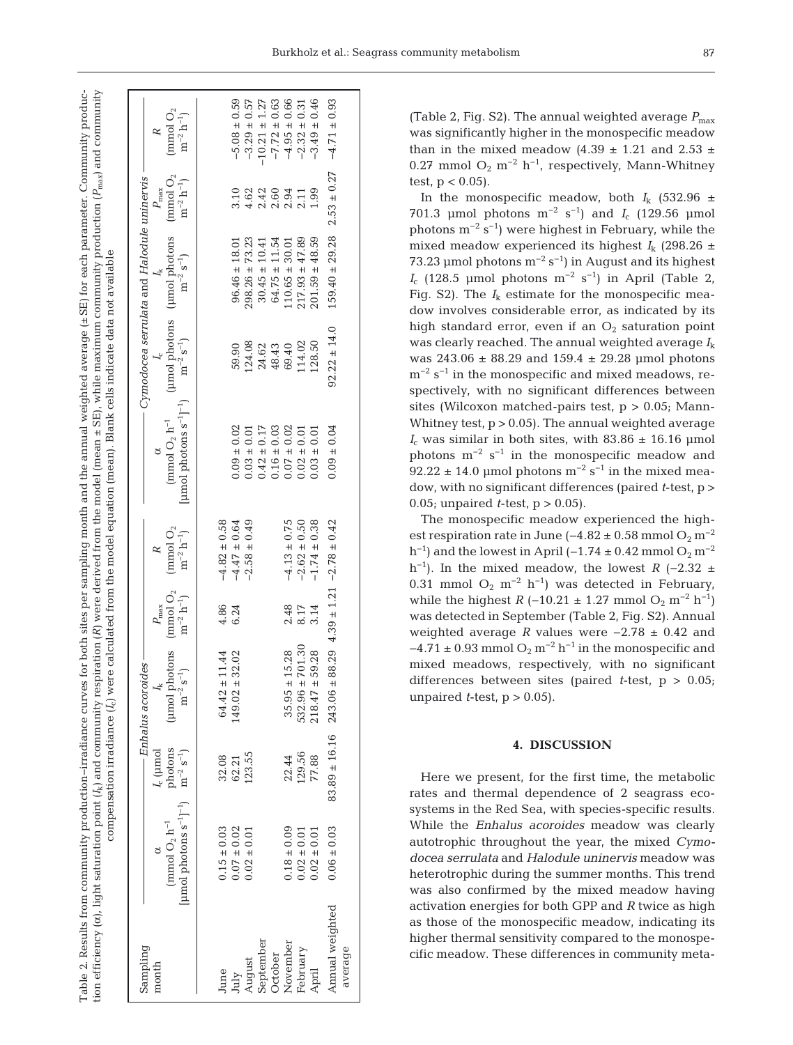Table 2. Results from community production–irradiance curves for both sites per sampling month and the annual weighted average (±SE) for each parameter. Community production efficiency (α), light saturation point ($I_k$) and community respiration ($R$) were derived from the model (mean ± SE), while maximum community production ($P_{max}$) and community compensation irradiance ($I_c$) were calculated from the model equation (mean). Blank cells indicate data not available

| Sampling month | *Enhalus acoroides* | | | | | *Cymodocea serrulata* and *Halodule uninervis* | | | | |
|---|---|---|---|---|---|---|---|---|---|---|
| | α (mmol $O_2$ $h^{-1}$ [µmol photons $s^{-1}$]$^{-1}$) | $I_c$ (µmol photons $m^{-2}$ $s^{-1}$) | $I_k$ (µmol photons $m^{-2}$ $s^{-1}$) | $P_{max}$ (mmol $O_2$ $m^{-2}$ $h^{-1}$) | $R$ (mmol $O_2$ $m^{-2}$ $h^{-1}$) | α (mmol $O_2$ $h^{-1}$ [µmol photons $s^{-1}$]$^{-1}$) | $I_c$ (µmol photons $m^{-2}$ $s^{-1}$) | $I_k$ (µmol photons $m^{-2}$ $s^{-1}$) | $P_{max}$ (mmol $O_2$ $m^{-2}$ $h^{-1}$) | $R$ (mmol $O_2$ $m^{-2}$ $h^{-1}$) |
| June | 0.15 ± 0.03 | 32.08 | 64.42 ± 11.44 | 4.86 | −4.82 ± 0.58 | 0.09 ± 0.02 | 59.90 | 96.46 ± 18.01 | 3.10 | −5.08 ± 0.59 |
| July | 0.07 ± 0.02 | 62.21 | 149.02 ± 32.02 | 6.24 | −4.47 ± 0.64 | 0.03 ± 0.01 | 124.08 | 298.26 ± 73.23 | 4.62 | −3.29 ± 0.57 |
| August | 0.02 ± 0.01 | 123.55 | | | −2.58 ± 0.49 | 0.42 ± 0.17 | 24.62 | 30.45 ± 10.41 | 2.42 | −10.21 ± 1.27 |
| September | | | | | | 0.16 ± 0.03 | 48.43 | 64.75 ± 11.54 | 2.60 | −7.72 ± 0.63 |
| October | | | | | | 0.07 ± 0.02 | 69.40 | 110.65 ± 30.01 | 2.94 | −4.95 ± 0.66 |
| November | 0.18 ± 0.09 | 22.44 | 35.95 ± 15.28 | 2.48 | −4.13 ± 0.75 | 0.02 ± 0.01 | 114.02 | 217.93 ± 47.89 | 2.11 | −2.32 ± 0.31 |
| February | 0.02 ± 0.01 | 129.56 | 532.96 ± 701.30 | 8.17 | −2.62 ± 0.50 | 0.03 ± 0.01 | 128.50 | 201.59 ± 48.59 | 1.99 | −3.49 ± 0.46 |
| April | 0.02 ± 0.01 | 77.88 | 218.47 ± 59.28 | 3.14 | −1.74 ± 0.38 | | | | | |
| Annual weighted average | 0.06 ± 0.03 | 83.89 ± 16.16 | 243.06 ± 88.29 | 4.39 ± 1.21 | −2.78 ± 0.42 | 0.09 ± 0.04 | 92.22 ± 14.0 | 159.40 ± 29.28 | 2.53 ± 0.27 | −4.71 ± 0.93 |

(Table 2, Fig. S2). The annual weighted average $P_{max}$ was significantly higher in the monospecific meadow than in the mixed meadow (4.39 ± 1.21 and 2.53 ± 0.27 mmol $O_2$ $m^{-2}$ $h^{-1}$, respectively, Mann-Whitney test, $p < 0.05$).

In the monospecific meadow, both $I_k$ (532.96 ± 701.3 µmol photons $m^{-2}$ $s^{-1}$) and $I_c$ (129.56 µmol photons $m^{-2}$ $s^{-1}$) were highest in February, while the mixed meadow experienced its highest $I_k$ (298.26 ± 73.23 µmol photons $m^{-2}$ $s^{-1}$) in August and its highest $I_c$ (128.5 µmol photons $m^{-2}$ $s^{-1}$) in April (Table 2, Fig. S2). The $I_k$ estimate for the monospecific meadow involves considerable error, as indicated by its high standard error, even if an $O_2$ saturation point was clearly reached. The annual weighted average $I_k$ was 243.06 ± 88.29 and 159.4 ± 29.28 µmol photons $m^{-2}$ $s^{-1}$ in the monospecific and mixed meadows, respectively, with no significant differences between sites (Wilcoxon matched-pairs test, $p > 0.05$; Mann-Whitney test, $p > 0.05$). The annual weighted average $I_c$ was similar in both sites, with 83.86 ± 16.16 µmol photons $m^{-2}$ $s^{-1}$ in the monospecific meadow and 92.22 ± 14.0 µmol photons $m^{-2}$ $s^{-1}$ in the mixed meadow, with no significant differences (paired $t$-test, $p > 0.05$; unpaired $t$-test, $p > 0.05$).

The monospecific meadow experienced the highest respiration rate in June (−4.82 ± 0.58 mmol $O_2$ $m^{-2}$ $h^{-1}$) and the lowest in April (−1.74 ± 0.42 mmol $O_2$ $m^{-2}$ $h^{-1}$). In the mixed meadow, the lowest $R$ (−2.32 ± 0.31 mmol $O_2$ $m^{-2}$ $h^{-1}$) was detected in February, while the highest $R$ (−10.21 ± 1.27 mmol $O_2$ $m^{-2}$ $h^{-1}$) was detected in September (Table 2, Fig. S2). Annual weighted average $R$ values were −2.78 ± 0.42 and −4.71 ± 0.93 mmol $O_2$ $m^{-2}$ $h^{-1}$ in the monospecific and mixed meadows, respectively, with no significant differences between sites (paired $t$-test, $p > 0.05$; unpaired $t$-test, $p > 0.05$).

## 4. DISCUSSION

Here we present, for the first time, the metabolic rates and thermal dependence of 2 seagrass ecosystems in the Red Sea, with species-specific results. While the *Enhalus acoroides* meadow was clearly autotrophic throughout the year, the mixed *Cymodocea serrulata* and *Halodule uninervis* meadow was heterotrophic during the summer months. This trend was also confirmed by the mixed meadow having activation energies for both GPP and $R$ twice as high as those of the monospecific meadow, indicating its higher thermal sensitivity compared to the monospecific meadow. These differences in community meta-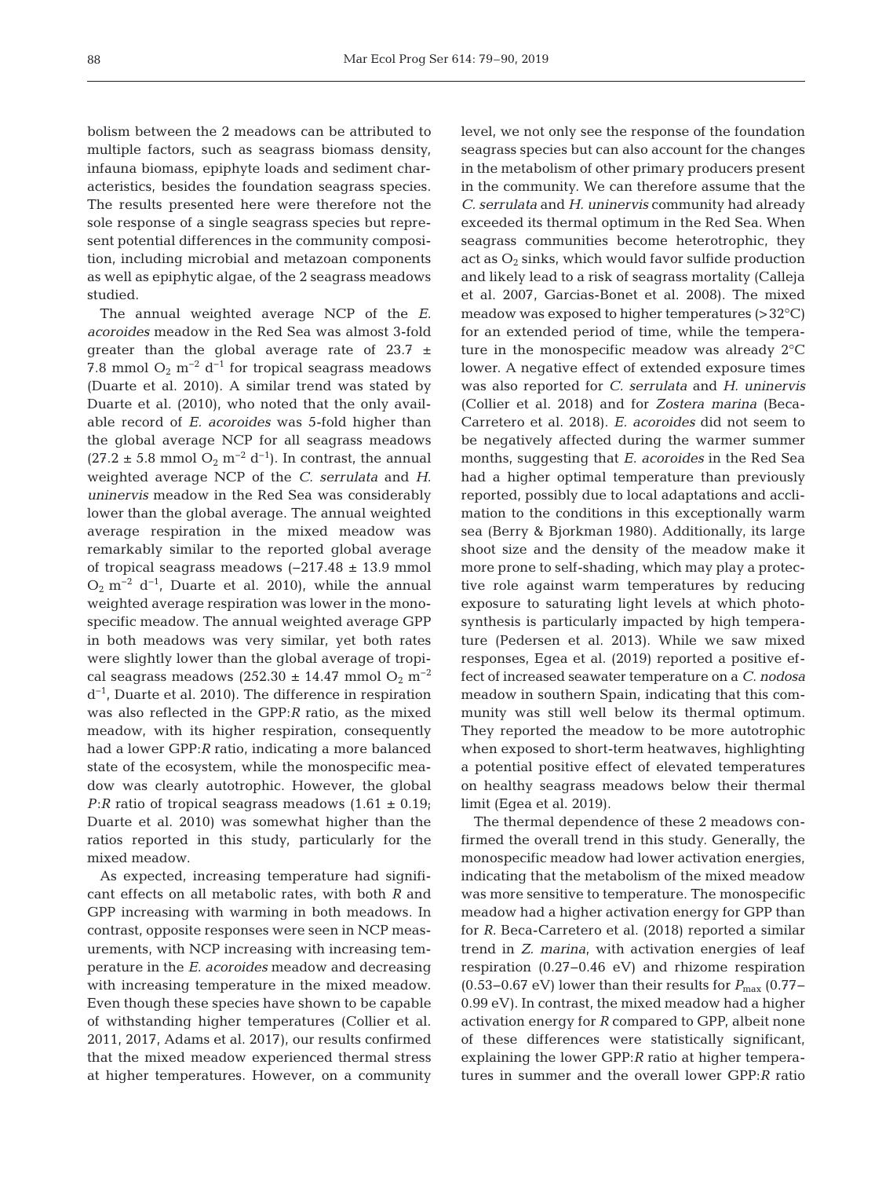bolism between the 2 meadows can be attributed to multiple factors, such as seagrass biomass density, infauna biomass, epiphyte loads and sediment characteristics, besides the foundation seagrass species. The results presented here were therefore not the sole response of a single seagrass species but represent potential differences in the community composition, including microbial and metazoan components as well as epiphytic algae, of the 2 seagrass meadows studied.

The annual weighted average NCP of the *E. acoroides* meadow in the Red Sea was almost 3-fold greater than the global average rate of 23.7 ± 7.8 mmol $O_2$ $m^{-2}$ $d^{-1}$ for tropical seagrass meadows (Duarte et al. 2010). A similar trend was stated by Duarte et al. (2010), who noted that the only available record of *E. acoroides* was 5-fold higher than the global average NCP for all seagrass meadows (27.2 ± 5.8 mmol $O_2$ $m^{-2}$ $d^{-1}$). In contrast, the annual weighted average NCP of the *C. serrulata* and *H. uninervis* meadow in the Red Sea was considerably lower than the global average. The annual weighted average respiration in the mixed meadow was remarkably similar to the reported global average of tropical seagrass meadows (−217.48 ± 13.9 mmol $O_2$ $m^{-2}$ $d^{-1}$, Duarte et al. 2010), while the annual weighted average respiration was lower in the monospecific meadow. The annual weighted average GPP in both meadows was very similar, yet both rates were slightly lower than the global average of tropical seagrass meadows (252.30 ± 14.47 mmol $O_2$ $m^{-2}$ $d^{-1}$, Duarte et al. 2010). The difference in respiration was also reflected in the GPP:*R* ratio, as the mixed meadow, with its higher respiration, consequently had a lower GPP:*R* ratio, indicating a more balanced state of the ecosystem, while the monospecific meadow was clearly autotrophic. However, the global *P*:*R* ratio of tropical seagrass meadows (1.61 ± 0.19; Duarte et al. 2010) was somewhat higher than the ratios reported in this study, particularly for the mixed meadow.

As expected, increasing temperature had significant effects on all metabolic rates, with both *R* and GPP increasing with warming in both meadows. In contrast, opposite responses were seen in NCP measurements, with NCP increasing with increasing temperature in the *E. acoroides* meadow and decreasing with increasing temperature in the mixed meadow. Even though these species have shown to be capable of withstanding higher temperatures (Collier et al. 2011, 2017, Adams et al. 2017), our results confirmed that the mixed meadow experienced thermal stress at higher temperatures. However, on a community level, we not only see the response of the foundation seagrass species but can also account for the changes in the metabolism of other primary producers present in the community. We can therefore assume that the *C. serrulata* and *H. uninervis* community had already exceeded its thermal optimum in the Red Sea. When seagrass communities become heterotrophic, they act as $O_2$ sinks, which would favor sulfide production and likely lead to a risk of seagrass mortality (Calleja et al. 2007, Garcias-Bonet et al. 2008). The mixed meadow was exposed to higher temperatures (>32°C) for an extended period of time, while the temperature in the monospecific meadow was already 2°C lower. A negative effect of extended exposure times was also reported for *C. serrulata* and *H. uninervis* (Collier et al. 2018) and for *Zostera marina* (Beca-Carretero et al. 2018). *E. acoroides* did not seem to be negatively affected during the warmer summer months, suggesting that *E. acoroides* in the Red Sea had a higher optimal temperature than previously reported, possibly due to local adaptations and acclimation to the conditions in this exceptionally warm sea (Berry & Bjorkman 1980). Additionally, its large shoot size and the density of the meadow make it more prone to self-shading, which may play a protective role against warm temperatures by reducing exposure to saturating light levels at which photosynthesis is particularly impacted by high temperature (Pedersen et al. 2013). While we saw mixed responses, Egea et al. (2019) reported a positive effect of increased seawater temperature on a *C. nodosa* meadow in southern Spain, indicating that this community was still well below its thermal optimum. They reported the meadow to be more autotrophic when exposed to short-term heatwaves, highlighting a potential positive effect of elevated temperatures on healthy seagrass meadows below their thermal limit (Egea et al. 2019).

The thermal dependence of these 2 meadows confirmed the overall trend in this study. Generally, the monospecific meadow had lower activation energies, indicating that the metabolism of the mixed meadow was more sensitive to temperature. The monospecific meadow had a higher activation energy for GPP than for *R*. Beca-Carretero et al. (2018) reported a similar trend in *Z. marina*, with activation energies of leaf respiration (0.27–0.46 eV) and rhizome respiration (0.53–0.67 eV) lower than their results for $P_{max}$ (0.77–0.99 eV). In contrast, the mixed meadow had a higher activation energy for *R* compared to GPP, albeit none of these differences were statistically significant, explaining the lower GPP:*R* ratio at higher temperatures in summer and the overall lower GPP:*R* ratio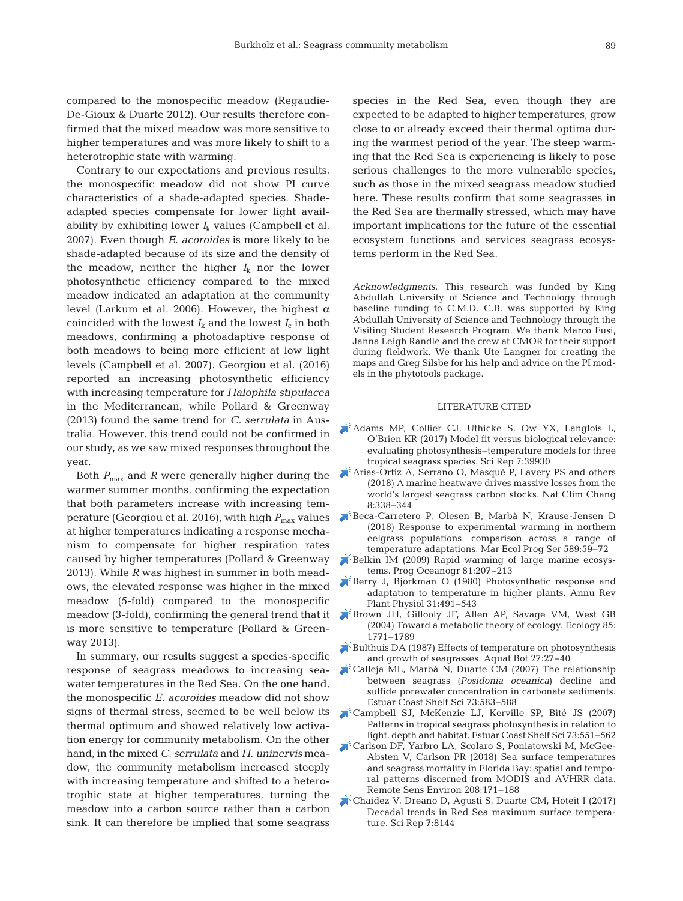compared to the monospecific meadow (Regaudie-De-Gioux & Duarte 2012). Our results therefore confirmed that the mixed meadow was more sensitive to higher temperatures and was more likely to shift to a heterotrophic state with warming.

Contrary to our expectations and previous results, the monospecific meadow did not show PI curve characteristics of a shade-adapted species. Shade-adapted species compensate for lower light availability by exhibiting lower $I_k$ values (Campbell et al. 2007). Even though *E. acoroides* is more likely to be shade-adapted because of its size and the density of the meadow, neither the higher $I_k$ nor the lower photosynthetic efficiency compared to the mixed meadow indicated an adaptation at the community level (Larkum et al. 2006). However, the highest $\alpha$ coincided with the lowest $I_k$ and the lowest $I_c$ in both meadows, confirming a photoadaptive response of both meadows to being more efficient at low light levels (Campbell et al. 2007). Georgiou et al. (2016) reported an increasing photosynthetic efficiency with increasing temperature for *Halophila stipulacea* in the Mediterranean, while Pollard & Greenway (2013) found the same trend for *C. serrulata* in Australia. However, this trend could not be confirmed in our study, as we saw mixed responses throughout the year.

Both $P_{max}$ and $R$ were generally higher during the warmer summer months, confirming the expectation that both parameters increase with increasing temperature (Georgiou et al. 2016), with high $P_{max}$ values at higher temperatures indicating a response mechanism to compensate for higher respiration rates caused by higher temperatures (Pollard & Greenway 2013). While $R$ was highest in summer in both meadows, the elevated response was higher in the mixed meadow (5-fold) compared to the monospecific meadow (3-fold), confirming the general trend that it is more sensitive to temperature (Pollard & Greenway 2013).

In summary, our results suggest a species-specific response of seagrass meadows to increasing seawater temperatures in the Red Sea. On the one hand, the monospecific *E. acoroides* meadow did not show signs of thermal stress, seemed to be well below its thermal optimum and showed relatively low activation energy for community metabolism. On the other hand, in the mixed *C. serrulata* and *H. uninervis* meadow, the community metabolism increased steeply with increasing temperature and shifted to a heterotrophic state at higher temperatures, turning the meadow into a carbon source rather than a carbon sink. It can therefore be implied that some seagrass species in the Red Sea, even though they are expected to be adapted to higher temperatures, grow close to or already exceed their thermal optima during the warmest period of the year. The steep warming that the Red Sea is experiencing is likely to pose serious challenges to the more vulnerable species, such as those in the mixed seagrass meadow studied here. These results confirm that some seagrasses in the Red Sea are thermally stressed, which may have important implications for the future of the essential ecosystem functions and services seagrass ecosystems perform in the Red Sea.

*Acknowledgments.* This research was funded by King Abdullah University of Science and Technology through baseline funding to C.M.D. C.B. was supported by King Abdullah University of Science and Technology through the Visiting Student Research Program. We thank Marco Fusi, Janna Leigh Randle and the crew at CMOR for their support during fieldwork. We thank Ute Langner for creating the maps and Greg Silsbe for his help and advice on the PI models in the phytotools package.

## LITERATURE CITED

- Adams MP, Collier CJ, Uthicke S, Ow YX, Langlois L, O'Brien KR (2017) Model fit versus biological relevance: evaluating photosynthesis–temperature models for three tropical seagrass species. Sci Rep 7:39930
- Arias-Ortiz A, Serrano O, Masqué P, Lavery PS and others (2018) A marine heatwave drives massive losses from the world's largest seagrass carbon stocks. Nat Clim Chang 8:338–344
- Beca-Carretero P, Olesen B, Marbà N, Krause-Jensen D (2018) Response to experimental warming in northern eelgrass populations: comparison across a range of temperature adaptations. Mar Ecol Prog Ser 589:59–72
- Belkin IM (2009) Rapid warming of large marine ecosystems. Prog Oceanogr 81:207–213
- Berry J, Bjorkman O (1980) Photosynthetic response and adaptation to temperature in higher plants. Annu Rev Plant Physiol 31:491–543
- Brown JH, Gillooly JF, Allen AP, Savage VM, West GB (2004) Toward a metabolic theory of ecology. Ecology 85: 1771–1789
- Bulthuis DA (1987) Effects of temperature on photosynthesis and growth of seagrasses. Aquat Bot 27:27–40
- Calleja ML, Marbà N, Duarte CM (2007) The relationship between seagrass (*Posidonia oceanica*) decline and sulfide porewater concentration in carbonate sediments. Estuar Coast Shelf Sci 73:583–588
- Campbell SJ, McKenzie LJ, Kerville SP, Bité JS (2007) Patterns in tropical seagrass photosynthesis in relation to light, depth and habitat. Estuar Coast Shelf Sci 73:551–562
- Carlson DF, Yarbro LA, Scolaro S, Poniatowski M, McGee-Absten V, Carlson PR (2018) Sea surface temperatures and seagrass mortality in Florida Bay: spatial and temporal patterns discerned from MODIS and AVHRR data. Remote Sens Environ 208:171–188
- Chaidez V, Dreano D, Agusti S, Duarte CM, Hoteit I (2017) Decadal trends in Red Sea maximum surface temperature. Sci Rep 7:8144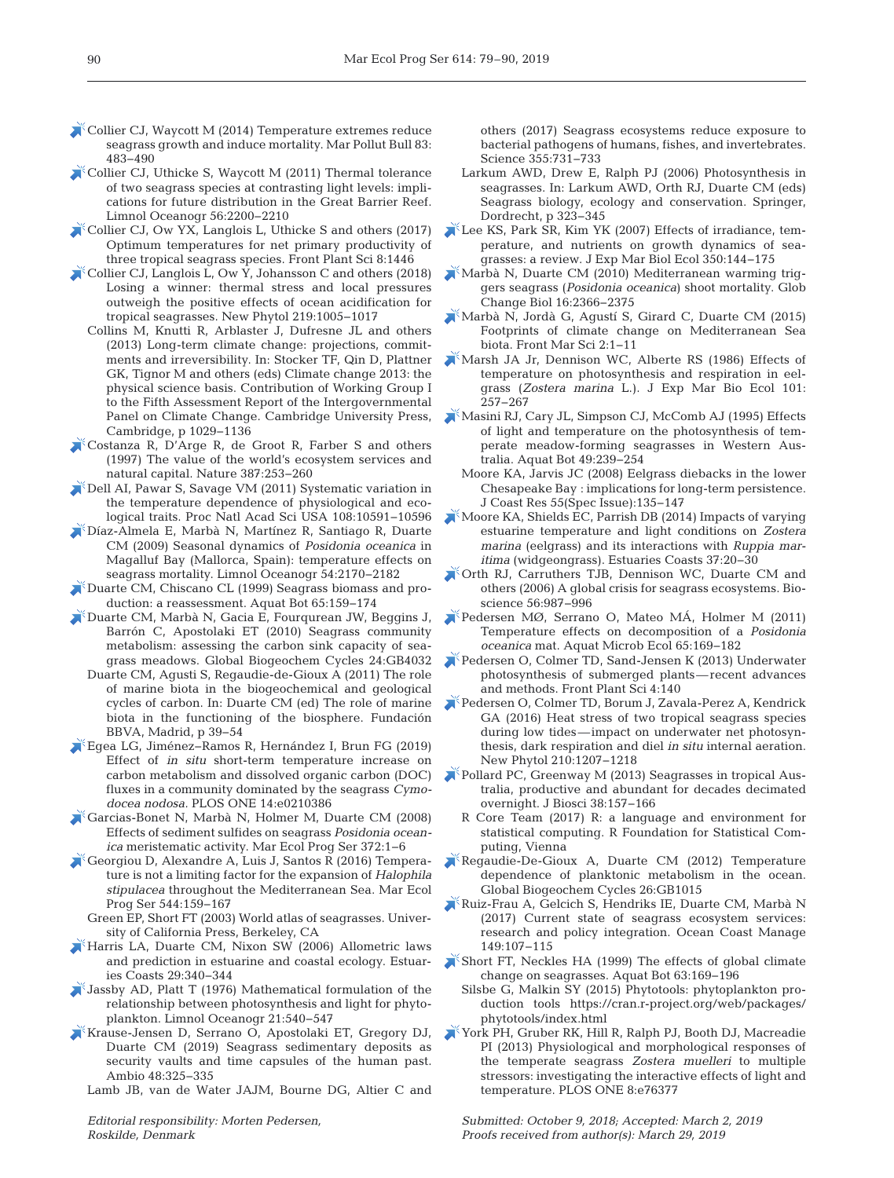Collier CJ, Waycott M (2014) Temperature extremes reduce seagrass growth and induce mortality. Mar Pollut Bull 83: 483–490

Collier CJ, Uthicke S, Waycott M (2011) Thermal tolerance of two seagrass species at contrasting light levels: implications for future distribution in the Great Barrier Reef. Limnol Oceanogr 56:2200–2210

Collier CJ, Ow YX, Langlois L, Uthicke S and others (2017) Optimum temperatures for net primary productivity of three tropical seagrass species. Front Plant Sci 8:1446

Collier CJ, Langlois L, Ow Y, Johansson C and others (2018) Losing a winner: thermal stress and local pressures outweigh the positive effects of ocean acidification for tropical seagrasses. New Phytol 219:1005–1017

Collins M, Knutti R, Arblaster J, Dufresne JL and others (2013) Long-term climate change: projections, commitments and irreversibility. In: Stocker TF, Qin D, Plattner GK, Tignor M and others (eds) Climate change 2013: the physical science basis. Contribution of Working Group I to the Fifth Assessment Report of the Intergovernmental Panel on Climate Change. Cambridge University Press, Cambridge, p 1029–1136

Costanza R, D'Arge R, de Groot R, Farber S and others (1997) The value of the world's ecosystem services and natural capital. Nature 387:253–260

Dell AI, Pawar S, Savage VM (2011) Systematic variation in the temperature dependence of physiological and ecological traits. Proc Natl Acad Sci USA 108:10591–10596

Díaz-Almela E, Marbà N, Martínez R, Santiago R, Duarte CM (2009) Seasonal dynamics of *Posidonia oceanica* in Magalluf Bay (Mallorca, Spain): temperature effects on seagrass mortality. Limnol Oceanogr 54:2170–2182

Duarte CM, Chiscano CL (1999) Seagrass biomass and production: a reassessment. Aquat Bot 65:159–174

Duarte CM, Marbà N, Gacia E, Fourqurean JW, Beggins J, Barrón C, Apostolaki ET (2010) Seagrass community metabolism: assessing the carbon sink capacity of seagrass meadows. Global Biogeochem Cycles 24:GB4032

Duarte CM, Agusti S, Regaudie-de-Gioux A (2011) The role of marine biota in the biogeochemical and geological cycles of carbon. In: Duarte CM (ed) The role of marine biota in the functioning of the biosphere. Fundación BBVA, Madrid, p 39–54

Egea LG, Jiménez–Ramos R, Hernández I, Brun FG (2019) Effect of *in situ* short-term temperature increase on carbon metabolism and dissolved organic carbon (DOC) fluxes in a community dominated by the seagrass *Cymodocea nodosa*. PLOS ONE 14:e0210386

Garcias-Bonet N, Marbà N, Holmer M, Duarte CM (2008) Effects of sediment sulfides on seagrass *Posidonia oceanica* meristematic activity. Mar Ecol Prog Ser 372:1–6

Georgiou D, Alexandre A, Luis J, Santos R (2016) Temperature is not a limiting factor for the expansion of *Halophila stipulacea* throughout the Mediterranean Sea. Mar Ecol Prog Ser 544:159–167

Green EP, Short FT (2003) World atlas of seagrasses. University of California Press, Berkeley, CA

Harris LA, Duarte CM, Nixon SW (2006) Allometric laws and prediction in estuarine and coastal ecology. Estuaries Coasts 29:340–344

Jassby AD, Platt T (1976) Mathematical formulation of the relationship between photosynthesis and light for phytoplankton. Limnol Oceanogr 21:540–547

Krause-Jensen D, Serrano O, Apostolaki ET, Gregory DJ, Duarte CM (2019) Seagrass sedimentary deposits as security vaults and time capsules of the human past. Ambio 48:325–335

Lamb JB, van de Water JAJM, Bourne DG, Altier C and others (2017) Seagrass ecosystems reduce exposure to bacterial pathogens of humans, fishes, and invertebrates. Science 355:731–733

Larkum AWD, Drew E, Ralph PJ (2006) Photosynthesis in seagrasses. In: Larkum AWD, Orth RJ, Duarte CM (eds) Seagrass biology, ecology and conservation. Springer, Dordrecht, p 323–345

Lee KS, Park SR, Kim YK (2007) Effects of irradiance, temperature, and nutrients on growth dynamics of seagrasses: a review. J Exp Mar Biol Ecol 350:144–175

Marbà N, Duarte CM (2010) Mediterranean warming triggers seagrass (*Posidonia oceanica*) shoot mortality. Glob Change Biol 16:2366–2375

Marbà N, Jordà G, Agustí S, Girard C, Duarte CM (2015) Footprints of climate change on Mediterranean Sea biota. Front Mar Sci 2:1–11

Marsh JA Jr, Dennison WC, Alberte RS (1986) Effects of temperature on photosynthesis and respiration in eelgrass (*Zostera marina* L.). J Exp Mar Bio Ecol 101: 257–267

Masini RJ, Cary JL, Simpson CJ, McComb AJ (1995) Effects of light and temperature on the photosynthesis of temperate meadow-forming seagrasses in Western Australia. Aquat Bot 49:239–254

Moore KA, Jarvis JC (2008) Eelgrass diebacks in the lower Chesapeake Bay : implications for long-term persistence. J Coast Res 55(Spec Issue):135–147

Moore KA, Shields EC, Parrish DB (2014) Impacts of varying estuarine temperature and light conditions on *Zostera marina* (eelgrass) and its interactions with *Ruppia maritima* (widgeongrass). Estuaries Coasts 37:20–30

Orth RJ, Carruthers TJB, Dennison WC, Duarte CM and others (2006) A global crisis for seagrass ecosystems. Bioscience 56:987–996

Pedersen MØ, Serrano O, Mateo MÁ, Holmer M (2011) Temperature effects on decomposition of a *Posidonia oceanica* mat. Aquat Microb Ecol 65:169–182

Pedersen O, Colmer TD, Sand-Jensen K (2013) Underwater photosynthesis of submerged plants—recent advances and methods. Front Plant Sci 4:140

Pedersen O, Colmer TD, Borum J, Zavala-Perez A, Kendrick GA (2016) Heat stress of two tropical seagrass species during low tides—impact on underwater net photosynthesis, dark respiration and diel *in situ* internal aeration. New Phytol 210:1207–1218

Pollard PC, Greenway M (2013) Seagrasses in tropical Australia, productive and abundant for decades decimated overnight. J Biosci 38:157–166

R Core Team (2017) R: a language and environment for statistical computing. R Foundation for Statistical Computing, Vienna

Regaudie-De-Gioux A, Duarte CM (2012) Temperature dependence of planktonic metabolism in the ocean. Global Biogeochem Cycles 26:GB1015

Ruiz-Frau A, Gelcich S, Hendriks IE, Duarte CM, Marbà N (2017) Current state of seagrass ecosystem services: research and policy integration. Ocean Coast Manage 149:107–115

Short FT, Neckles HA (1999) The effects of global climate change on seagrasses. Aquat Bot 63:169–196

Silsbe G, Malkin SY (2015) Phytotools: phytoplankton production tools https://cran.r-project.org/web/packages/phytotools/index.html

York PH, Gruber RK, Hill R, Ralph PJ, Booth DJ, Macreadie PI (2013) Physiological and morphological responses of the temperate seagrass *Zostera muelleri* to multiple stressors: investigating the interactive effects of light and temperature. PLOS ONE 8:e76377

*Editorial responsibility: Morten Pedersen, Roskilde, Denmark*

*Submitted: October 9, 2018; Accepted: March 2, 2019*
*Proofs received from author(s): March 29, 2019*